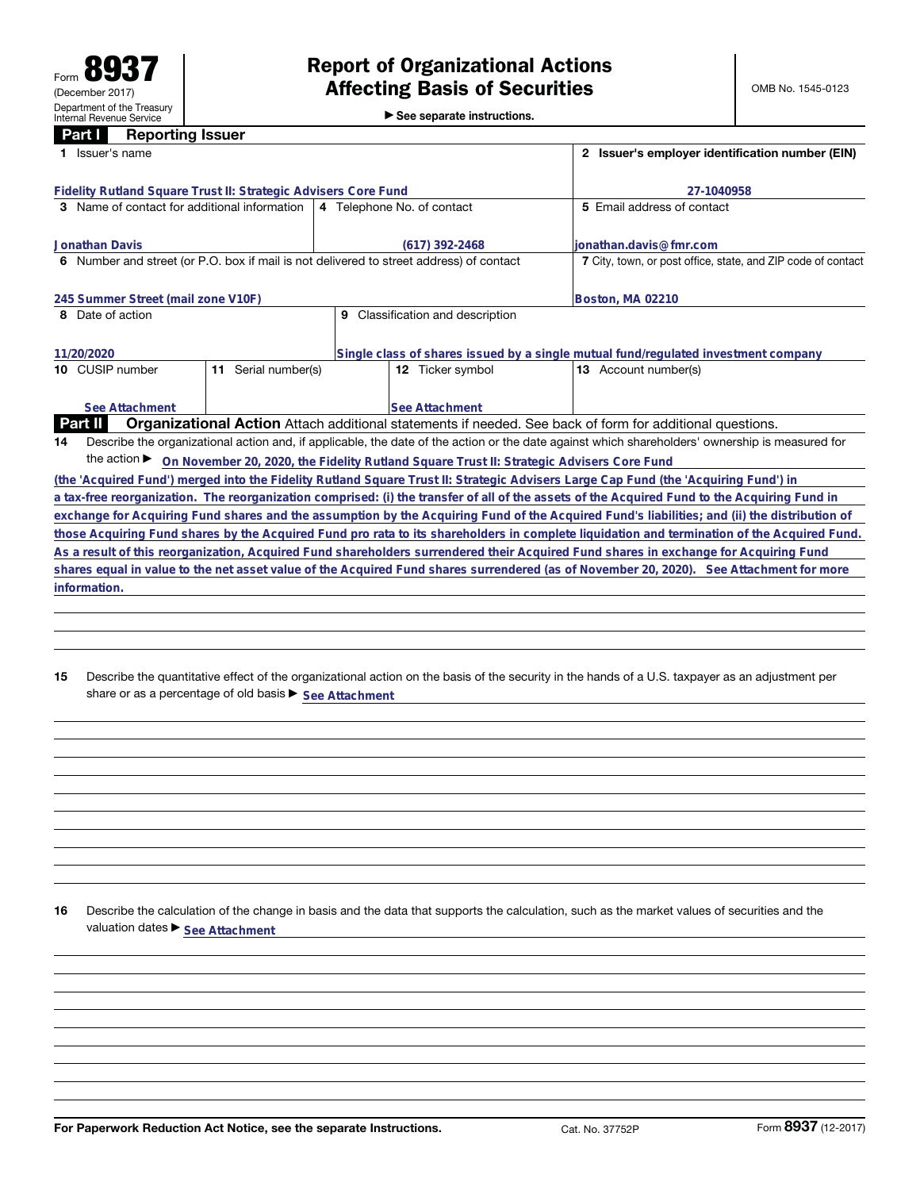Form **8937**
(December 2017)
Department of the Treasury
Internal Revenue Service

# Report of Organizational Actions Affecting Basis of Securities

▶ See separate instructions.

OMB No. 1545-0123

## Part I Reporting Issuer

| 1 Issuer's name | | | 2 Issuer's employer identification number (EIN) |
|---|---|---|---|
| Fidelity Rutland Square Trust II: Strategic Advisers Core Fund | | | 27-1040958 |
| 3 Name of contact for additional information | 4 Telephone No. of contact | | 5 Email address of contact |
| Jonathan Davis | (617) 392-2468 | | jonathan.davis@fmr.com |
| 6 Number and street (or P.O. box if mail is not delivered to street address) of contact | | | 7 City, town, or post office, state, and ZIP code of contact |
| 245 Summer Street (mail zone V10F) | | | Boston, MA 02210 |
| 8 Date of action | 9 Classification and description | | |
| 11/20/2020 | Single class of shares issued by a single mutual fund/regulated investment company | | |
| 10 CUSIP number | 11 Serial number(s) | 12 Ticker symbol | 13 Account number(s) |
| See Attachment | | See Attachment | |

## Part II Organizational Action

Attach additional statements if needed. See back of form for additional questions.

**14** Describe the organizational action and, if applicable, the date of the action or the date against which shareholders' ownership is measured for the action ▶ On November 20, 2020, the Fidelity Rutland Square Trust II: Strategic Advisers Core Fund (the 'Acquired Fund') merged into the Fidelity Rutland Square Trust II: Strategic Advisers Large Cap Fund (the 'Acquiring Fund') in a tax-free reorganization. The reorganization comprised: (i) the transfer of all of the assets of the Acquired Fund to the Acquiring Fund in exchange for Acquiring Fund shares and the assumption by the Acquiring Fund of the Acquired Fund's liabilities; and (ii) the distribution of those Acquiring Fund shares by the Acquired Fund pro rata to its shareholders in complete liquidation and termination of the Acquired Fund. As a result of this reorganization, Acquired Fund shareholders surrendered their Acquired Fund shares in exchange for Acquiring Fund shares equal in value to the net asset value of the Acquired Fund shares surrendered (as of November 20, 2020). See Attachment for more information.

**15** Describe the quantitative effect of the organizational action on the basis of the security in the hands of a U.S. taxpayer as an adjustment per share or as a percentage of old basis ▶ See Attachment

**16** Describe the calculation of the change in basis and the data that supports the calculation, such as the market values of securities and the valuation dates ▶ See Attachment

For Paperwork Reduction Act Notice, see the separate Instructions. Cat. No. 37752P Form **8937** (12-2017)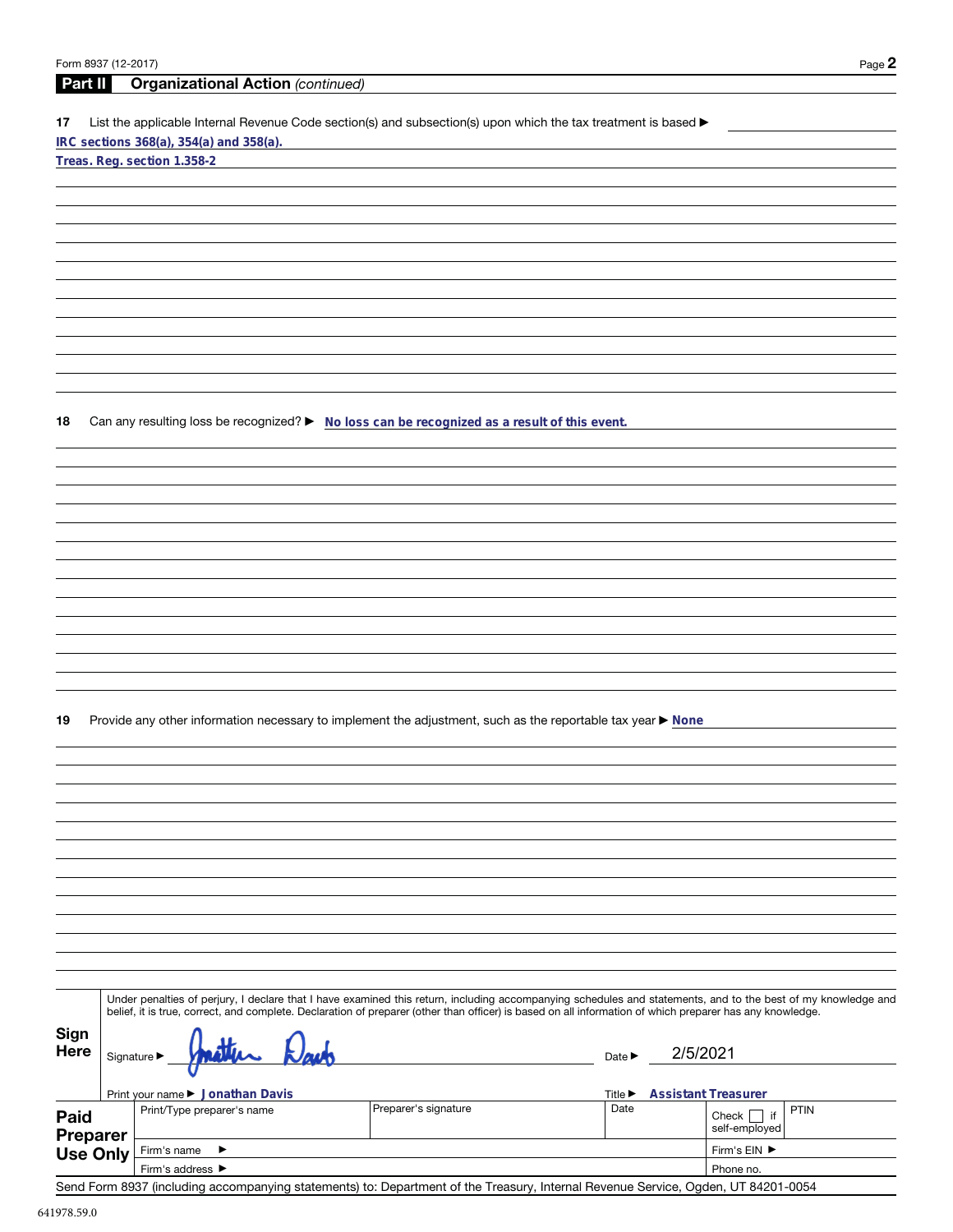## Part II Organizational Action *(continued)*

**17** List the applicable Internal Revenue Code section(s) and subsection(s) upon which the tax treatment is based ▶

IRC sections 368(a), 354(a) and 358(a).

Treas. Reg. section 1.358-2

**18** Can any resulting loss be recognized? ▶ No loss can be recognized as a result of this event.

**19** Provide any other information necessary to implement the adjustment, such as the reportable tax year ▶ None

**Sign Here**

Under penalties of perjury, I declare that I have examined this return, including accompanying schedules and statements, and to the best of my knowledge and belief, it is true, correct, and complete. Declaration of preparer (other than officer) is based on all information of which preparer has any knowledge.

Signature ▶ Jonathan Davis    Date ▶ 2/5/2021

Print your name ▶ Jonathan Davis    Title ▶ Assistant Treasurer

| **Paid Preparer Use Only** | Print/Type preparer's name | Preparer's signature | Date | Check ☐ if self-employed | PTIN |
|---|---|---|---|---|---|
| | Firm's name ▶ | | | Firm's EIN ▶ | |
| | Firm's address ▶ | | | Phone no. | |

Send Form 8937 (including accompanying statements) to: Department of the Treasury, Internal Revenue Service, Ogden, UT 84201-0054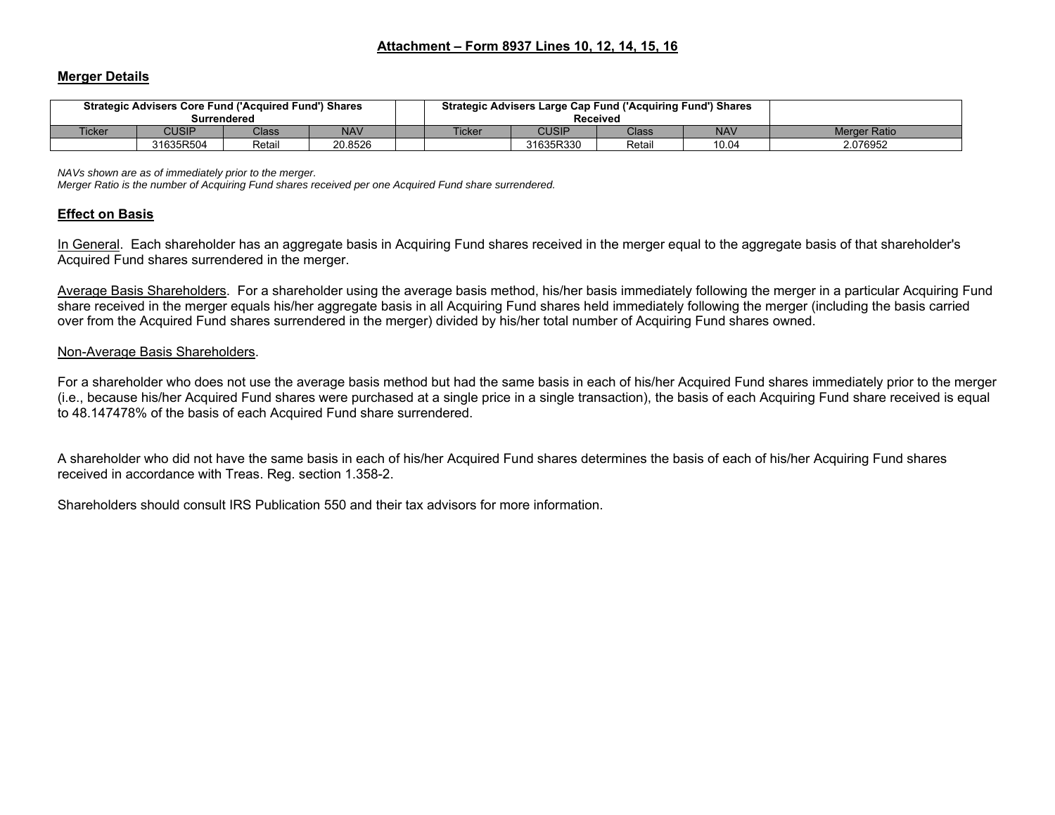## Attachment – Form 8937 Lines 10, 12, 14, 15, 16

### Merger Details

| Strategic Advisers Core Fund ('Acquired Fund') Shares Surrendered | | | | | Strategic Advisers Large Cap Fund ('Acquiring Fund') Shares Received | | | | |
|---|---|---|---|---|---|---|---|---|---|
| Ticker | CUSIP | Class | NAV | | Ticker | CUSIP | Class | NAV | Merger Ratio |
| | 31635R504 | Retail | 20.8526 | | | 31635R330 | Retail | 10.04 | 2.076952 |

*NAVs shown are as of immediately prior to the merger.*
*Merger Ratio is the number of Acquiring Fund shares received per one Acquired Fund share surrendered.*

### Effect on Basis

In General. Each shareholder has an aggregate basis in Acquiring Fund shares received in the merger equal to the aggregate basis of that shareholder's Acquired Fund shares surrendered in the merger.

Average Basis Shareholders. For a shareholder using the average basis method, his/her basis immediately following the merger in a particular Acquiring Fund share received in the merger equals his/her aggregate basis in all Acquiring Fund shares held immediately following the merger (including the basis carried over from the Acquired Fund shares surrendered in the merger) divided by his/her total number of Acquiring Fund shares owned.

Non-Average Basis Shareholders.

For a shareholder who does not use the average basis method but had the same basis in each of his/her Acquired Fund shares immediately prior to the merger (i.e., because his/her Acquired Fund shares were purchased at a single price in a single transaction), the basis of each Acquiring Fund share received is equal to 48.147478% of the basis of each Acquired Fund share surrendered.

A shareholder who did not have the same basis in each of his/her Acquired Fund shares determines the basis of each of his/her Acquiring Fund shares received in accordance with Treas. Reg. section 1.358-2.

Shareholders should consult IRS Publication 550 and their tax advisors for more information.